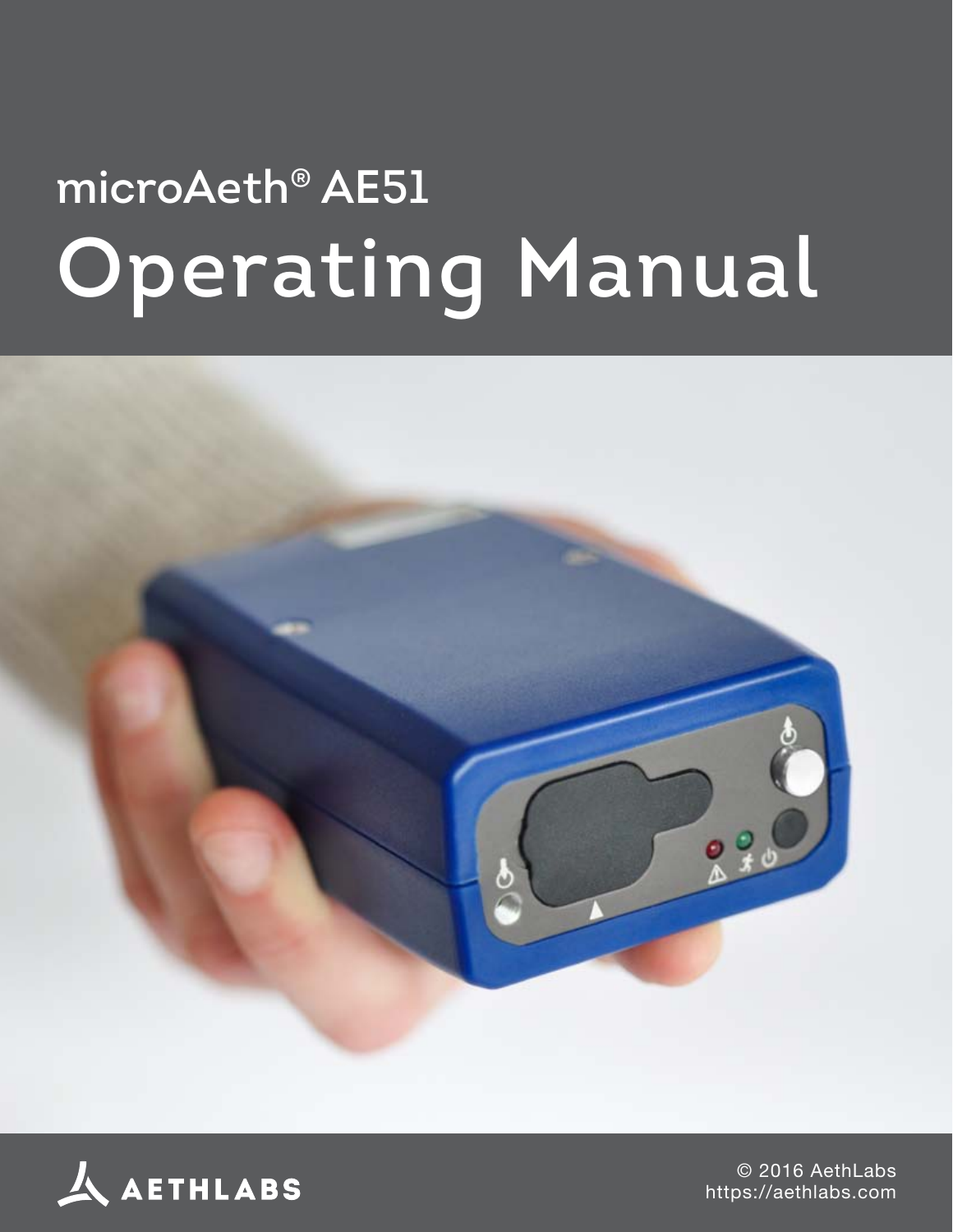# microAeth® AE51

# Operating Manual

AETHLABS

© 2016 AethLabs
https://aethlabs.com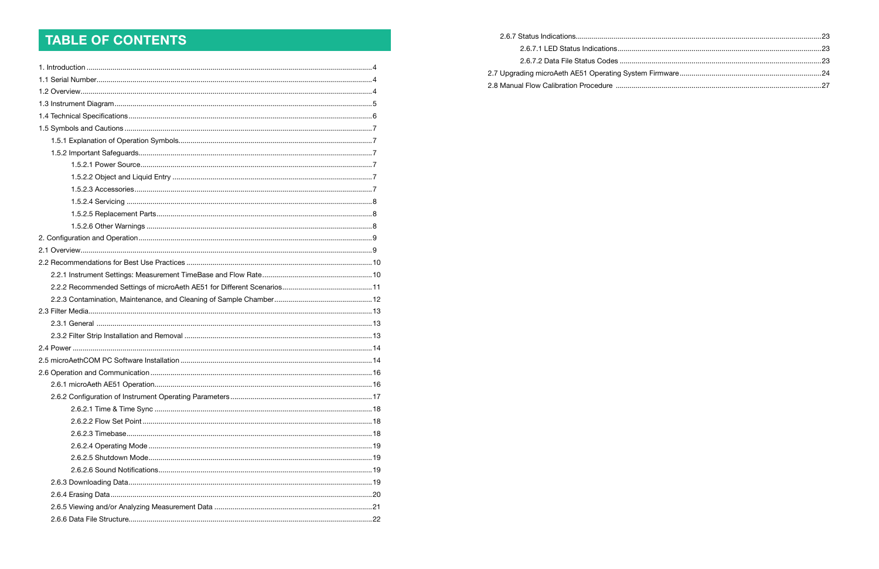# TABLE OF CONTENTS

1. Introduction ..... 4
1.1 Serial Number ..... 4
1.2 Overview ..... 4
1.3 Instrument Diagram ..... 5
1.4 Technical Specifications ..... 6
1.5 Symbols and Cautions ..... 7
  1.5.1 Explanation of Operation Symbols ..... 7
  1.5.2 Important Safeguards ..... 7
    1.5.2.1 Power Source ..... 7
    1.5.2.2 Object and Liquid Entry ..... 7
    1.5.2.3 Accessories ..... 7
    1.5.2.4 Servicing ..... 8
    1.5.2.5 Replacement Parts ..... 8
    1.5.2.6 Other Warnings ..... 8
2. Configuration and Operation ..... 9
2.1 Overview ..... 9
2.2 Recommendations for Best Use Practices ..... 10
  2.2.1 Instrument Settings: Measurement TimeBase and Flow Rate ..... 10
  2.2.2 Recommended Settings of microAeth AE51 for Different Scenarios ..... 11
  2.2.3 Contamination, Maintenance, and Cleaning of Sample Chamber ..... 12
2.3 Filter Media ..... 13
  2.3.1 General ..... 13
  2.3.2 Filter Strip Installation and Removal ..... 13
2.4 Power ..... 14
2.5 microAethCOM PC Software Installation ..... 14
2.6 Operation and Communication ..... 16
  2.6.1 microAeth AE51 Operation ..... 16
  2.6.2 Configuration of Instrument Operating Parameters ..... 17
    2.6.2.1 Time & Time Sync ..... 18
    2.6.2.2 Flow Set Point ..... 18
    2.6.2.3 Timebase ..... 18
    2.6.2.4 Operating Mode ..... 19
    2.6.2.5 Shutdown Mode ..... 19
    2.6.2.6 Sound Notifications ..... 19
  2.6.3 Downloading Data ..... 19
  2.6.4 Erasing Data ..... 20
  2.6.5 Viewing and/or Analyzing Measurement Data ..... 21
  2.6.6 Data File Structure ..... 22
  2.6.7 Status Indications ..... 23
    2.6.7.1 LED Status Indications ..... 23
    2.6.7.2 Data File Status Codes ..... 23
2.7 Upgrading microAeth AE51 Operating System Firmware ..... 24
2.8 Manual Flow Calibration Procedure ..... 27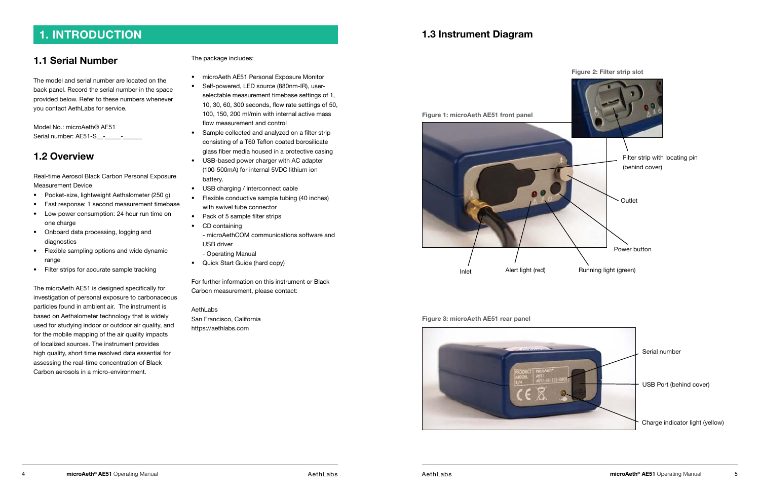# 1. INTRODUCTION

## 1.1 Serial Number

The model and serial number are located on the back panel. Record the serial number in the space provided below. Refer to these numbers whenever you contact AethLabs for service.

Model No.: microAeth® AE51
Serial number: AE51-S__-_____-______

## 1.2 Overview

Real-time Aerosol Black Carbon Personal Exposure Measurement Device

- Pocket-size, lightweight Aethalometer (250 g)
- Fast response: 1 second measurement timebase
- Low power consumption: 24 hour run time on one charge
- Onboard data processing, logging and diagnostics
- Flexible sampling options and wide dynamic range
- Filter strips for accurate sample tracking

The microAeth AE51 is designed specifically for investigation of personal exposure to carbonaceous particles found in ambient air. The instrument is based on Aethalometer technology that is widely used for studying indoor or outdoor air quality, and for the mobile mapping of the air quality impacts of localized sources. The instrument provides high quality, short time resolved data essential for assessing the real-time concentration of Black Carbon aerosols in a micro-environment.

The package includes:

- microAeth AE51 Personal Exposure Monitor
- Self-powered, LED source (880nm-IR), user-selectable measurement timebase settings of 1, 10, 30, 60, 300 seconds, flow rate settings of 50, 100, 150, 200 ml/min with internal active mass flow measurement and control
- Sample collected and analyzed on a filter strip consisting of a T60 Teflon coated borosilicate glass fiber media housed in a protective casing
- USB-based power charger with AC adapter (100-500mA) for internal 5VDC lithium ion battery.
- USB charging / interconnect cable
- Flexible conductive sample tubing (40 inches) with swivel tube connector
- Pack of 5 sample filter strips
- CD containing
  - microAethCOM communications software and USB driver
  - Operating Manual
- Quick Start Guide (hard copy)

For further information on this instrument or Black Carbon measurement, please contact:

AethLabs
San Francisco, California
https://aethlabs.com

## 1.3 Instrument Diagram

Figure 2: Filter strip slot

Figure 1: microAeth AE51 front panel

Filter strip with locating pin (behind cover)

Outlet

Power button

Inlet

Alert light (red)

Running light (green)

Figure 3: microAeth AE51 rear panel

Serial number

USB Port (behind cover)

Charge indicator light (yellow)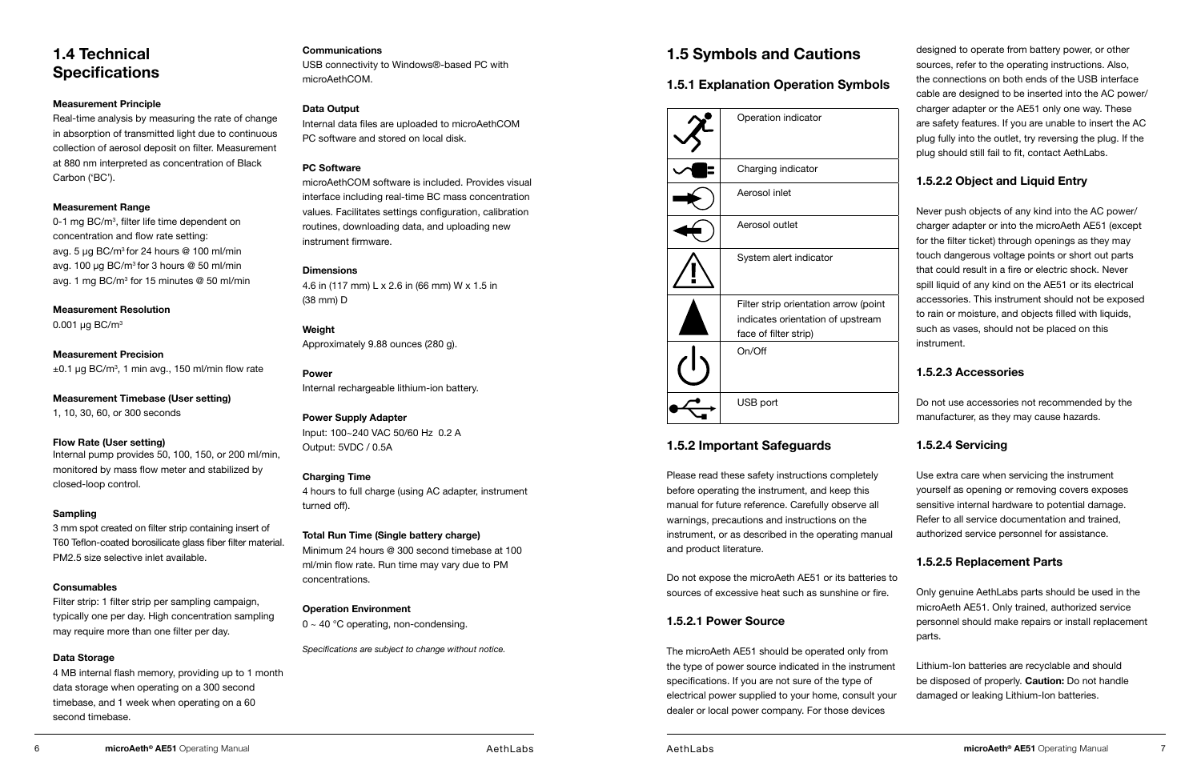## 1.4 Technical Specifications

**Measurement Principle**

Real-time analysis by measuring the rate of change in absorption of transmitted light due to continuous collection of aerosol deposit on filter. Measurement at 880 nm interpreted as concentration of Black Carbon ('BC').

**Measurement Range**

0-1 mg BC/m³, filter life time dependent on concentration and flow rate setting:
avg. 5 µg BC/m³ for 24 hours @ 100 ml/min
avg. 100 µg BC/m³ for 3 hours @ 50 ml/min
avg. 1 mg BC/m³ for 15 minutes @ 50 ml/min

**Measurement Resolution**

0.001 µg BC/m³

**Measurement Precision**

±0.1 µg BC/m³, 1 min avg., 150 ml/min flow rate

**Measurement Timebase (User setting)**

1, 10, 30, 60, or 300 seconds

**Flow Rate (User setting)**

Internal pump provides 50, 100, 150, or 200 ml/min, monitored by mass flow meter and stabilized by closed-loop control.

**Sampling**

3 mm spot created on filter strip containing insert of T60 Teflon-coated borosilicate glass fiber filter material. PM2.5 size selective inlet available.

**Consumables**

Filter strip: 1 filter strip per sampling campaign, typically one per day. High concentration sampling may require more than one filter per day.

**Data Storage**

4 MB internal flash memory, providing up to 1 month data storage when operating on a 300 second timebase, and 1 week when operating on a 60 second timebase.

**Communications**

USB connectivity to Windows®-based PC with microAethCOM.

**Data Output**

Internal data files are uploaded to microAethCOM PC software and stored on local disk.

**PC Software**

microAethCOM software is included. Provides visual interface including real-time BC mass concentration values. Facilitates settings configuration, calibration routines, downloading data, and uploading new instrument firmware.

**Dimensions**

4.6 in (117 mm) L x 2.6 in (66 mm) W x 1.5 in (38 mm) D

**Weight**

Approximately 9.88 ounces (280 g).

**Power**

Internal rechargeable lithium-ion battery.

**Power Supply Adapter**

Input: 100~240 VAC 50/60 Hz 0.2 A
Output: 5VDC / 0.5A

**Charging Time**

4 hours to full charge (using AC adapter, instrument turned off).

**Total Run Time (Single battery charge)**

Minimum 24 hours @ 300 second timebase at 100 ml/min flow rate. Run time may vary due to PM concentrations.

**Operation Environment**

0 ~ 40 °C operating, non-condensing.

*Specifications are subject to change without notice.*

## 1.5 Symbols and Cautions

### 1.5.1 Explanation Operation Symbols

| Symbol | Meaning |
|---|---|
| (running figure) | Operation indicator |
| (plug) | Charging indicator |
| (arrow into circle) | Aerosol inlet |
| (arrow out of circle) | Aerosol outlet |
| ⚠ | System alert indicator |
| ▲ | Filter strip orientation arrow (point indicates orientation of upstream face of filter strip) |
| ⏻ | On/Off |
| (USB symbol) | USB port |

### 1.5.2 Important Safeguards

Please read these safety instructions completely before operating the instrument, and keep this manual for future reference. Carefully observe all warnings, precautions and instructions on the instrument, or as described in the operating manual and product literature.

Do not expose the microAeth AE51 or its batteries to sources of excessive heat such as sunshine or fire.

#### 1.5.2.1 Power Source

The microAeth AE51 should be operated only from the type of power source indicated in the instrument specifications. If you are not sure of the type of electrical power supplied to your home, consult your dealer or local power company. For those devices designed to operate from battery power, or other sources, refer to the operating instructions. Also, the connections on both ends of the USB interface cable are designed to be inserted into the AC power/charger adapter or the AE51 only one way. These are safety features. If you are unable to insert the AC plug fully into the outlet, try reversing the plug. If the plug should still fail to fit, contact AethLabs.

#### 1.5.2.2 Object and Liquid Entry

Never push objects of any kind into the AC power/charger adapter or into the microAeth AE51 (except for the filter ticket) through openings as they may touch dangerous voltage points or short out parts that could result in a fire or electric shock. Never spill liquid of any kind on the AE51 or its electrical accessories. This instrument should not be exposed to rain or moisture, and objects filled with liquids, such as vases, should not be placed on this instrument.

#### 1.5.2.3 Accessories

Do not use accessories not recommended by the manufacturer, as they may cause hazards.

#### 1.5.2.4 Servicing

Use extra care when servicing the instrument yourself as opening or removing covers exposes sensitive internal hardware to potential damage. Refer to all service documentation and trained, authorized service personnel for assistance.

#### 1.5.2.5 Replacement Parts

Only genuine AethLabs parts should be used in the microAeth AE51. Only trained, authorized service personnel should make repairs or install replacement parts.

Lithium-Ion batteries are recyclable and should be disposed of properly. **Caution:** Do not handle damaged or leaking Lithium-Ion batteries.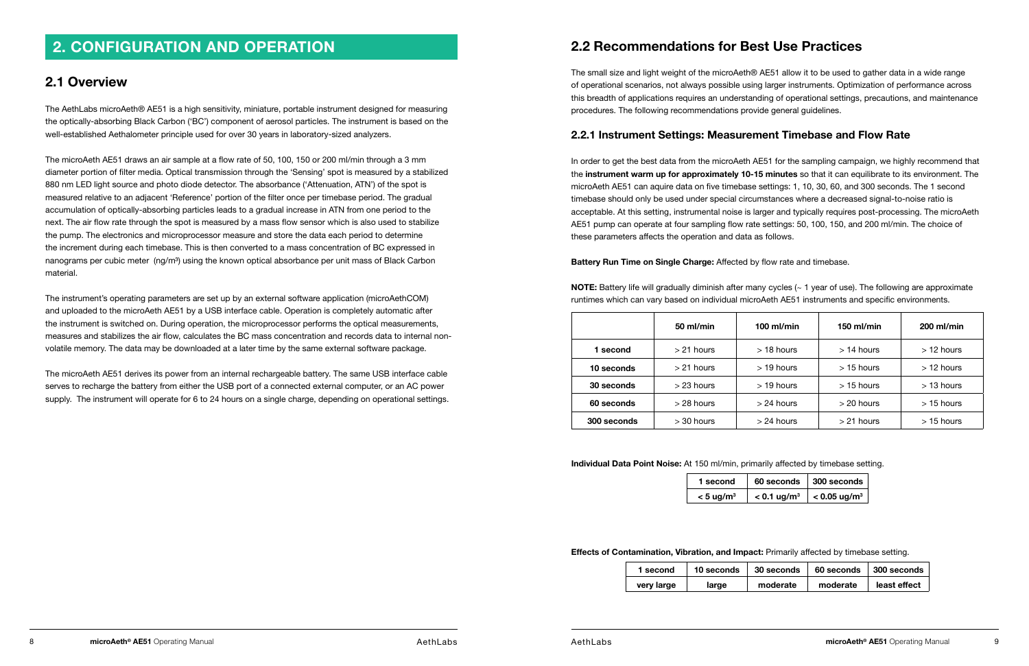# 2. CONFIGURATION AND OPERATION

## 2.1 Overview

The AethLabs microAeth® AE51 is a high sensitivity, miniature, portable instrument designed for measuring the optically-absorbing Black Carbon ('BC') component of aerosol particles. The instrument is based on the well-established Aethalometer principle used for over 30 years in laboratory-sized analyzers.

The microAeth AE51 draws an air sample at a flow rate of 50, 100, 150 or 200 ml/min through a 3 mm diameter portion of filter media. Optical transmission through the 'Sensing' spot is measured by a stabilized 880 nm LED light source and photo diode detector. The absorbance ('Attenuation, ATN') of the spot is measured relative to an adjacent 'Reference' portion of the filter once per timebase period. The gradual accumulation of optically-absorbing particles leads to a gradual increase in ATN from one period to the next. The air flow rate through the spot is measured by a mass flow sensor which is also used to stabilize the pump. The electronics and microprocessor measure and store the data each period to determine the increment during each timebase. This is then converted to a mass concentration of BC expressed in nanograms per cubic meter (ng/m³) using the known optical absorbance per unit mass of Black Carbon material.

The instrument's operating parameters are set up by an external software application (microAethCOM) and uploaded to the microAeth AE51 by a USB interface cable. Operation is completely automatic after the instrument is switched on. During operation, the microprocessor performs the optical measurements, measures and stabilizes the air flow, calculates the BC mass concentration and records data to internal non-volatile memory. The data may be downloaded at a later time by the same external software package.

The microAeth AE51 derives its power from an internal rechargeable battery. The same USB interface cable serves to recharge the battery from either the USB port of a connected external computer, or an AC power supply. The instrument will operate for 6 to 24 hours on a single charge, depending on operational settings.

## 2.2 Recommendations for Best Use Practices

The small size and light weight of the microAeth® AE51 allow it to be used to gather data in a wide range of operational scenarios, not always possible using larger instruments. Optimization of performance across this breadth of applications requires an understanding of operational settings, precautions, and maintenance procedures. The following recommendations provide general guidelines.

### 2.2.1 Instrument Settings: Measurement Timebase and Flow Rate

In order to get the best data from the microAeth AE51 for the sampling campaign, we highly recommend that the **instrument warm up for approximately 10-15 minutes** so that it can equilibrate to its environment. The microAeth AE51 can aquire data on five timebase settings: 1, 10, 30, 60, and 300 seconds. The 1 second timebase should only be used under special circumstances where a decreased signal-to-noise ratio is acceptable. At this setting, instrumental noise is larger and typically requires post-processing. The microAeth AE51 pump can operate at four sampling flow rate settings: 50, 100, 150, and 200 ml/min. The choice of these parameters affects the operation and data as follows.

**Battery Run Time on Single Charge:** Affected by flow rate and timebase.

**NOTE:** Battery life will gradually diminish after many cycles (~ 1 year of use). The following are approximate runtimes which can vary based on individual microAeth AE51 instruments and specific environments.

| | 50 ml/min | 100 ml/min | 150 ml/min | 200 ml/min |
|---|---|---|---|---|
| **1 second** | > 21 hours | > 18 hours | > 14 hours | > 12 hours |
| **10 seconds** | > 21 hours | > 19 hours | > 15 hours | > 12 hours |
| **30 seconds** | > 23 hours | > 19 hours | > 15 hours | > 13 hours |
| **60 seconds** | > 28 hours | > 24 hours | > 20 hours | > 15 hours |
| **300 seconds** | > 30 hours | > 24 hours | > 21 hours | > 15 hours |

**Individual Data Point Noise:** At 150 ml/min, primarily affected by timebase setting.

| 1 second | 60 seconds | 300 seconds |
|---|---|---|
| < 5 ug/m³ | < 0.1 ug/m³ | < 0.05 ug/m³ |

**Effects of Contamination, Vibration, and Impact:** Primarily affected by timebase setting.

| 1 second | 10 seconds | 30 seconds | 60 seconds | 300 seconds |
|---|---|---|---|---|
| very large | large | moderate | moderate | least effect |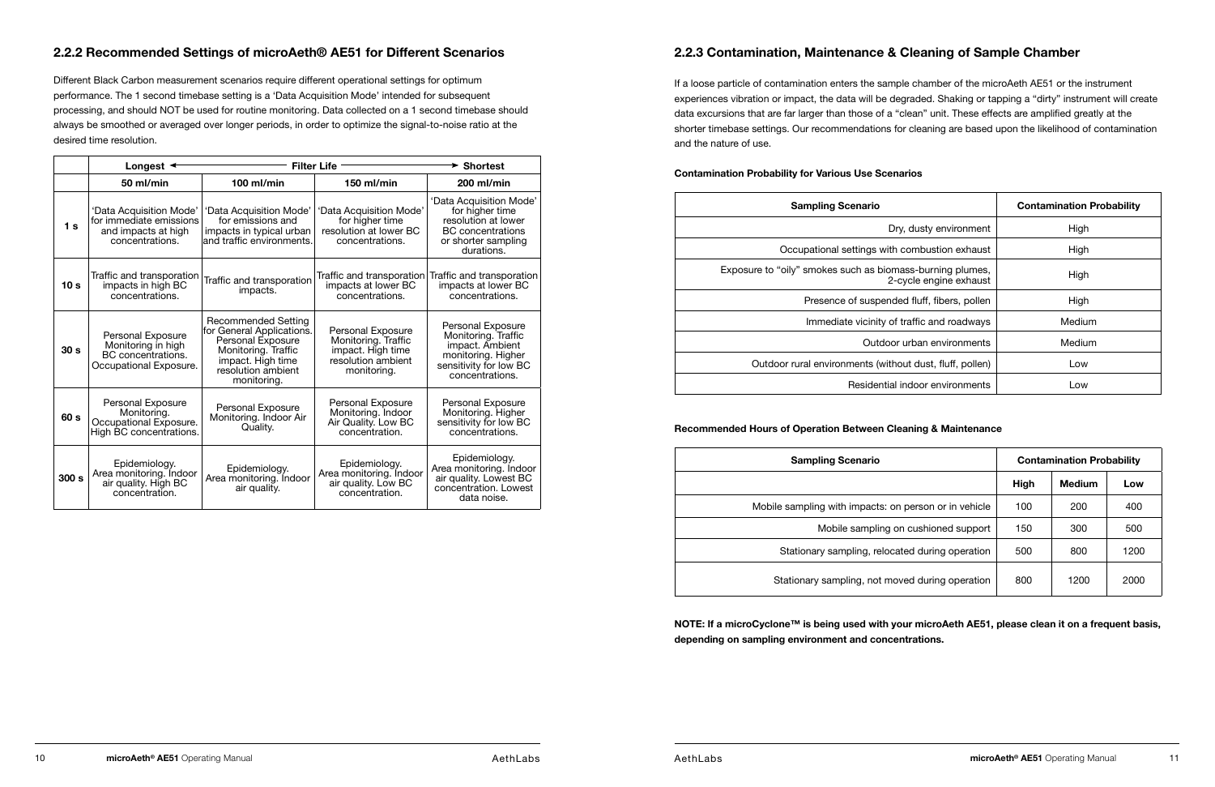### 2.2.2 Recommended Settings of microAeth® AE51 for Different Scenarios

Different Black Carbon measurement scenarios require different operational settings for optimum performance. The 1 second timebase setting is a 'Data Acquisition Mode' intended for subsequent processing, and should NOT be used for routine monitoring. Data collected on a 1 second timebase should always be smoothed or averaged over longer periods, in order to optimize the signal-to-noise ratio at the desired time resolution.

| | Longest ← | Filter Life | | → Shortest |
|---|---|---|---|---|
| | 50 ml/min | 100 ml/min | 150 ml/min | 200 ml/min |
| 1 s | 'Data Acquisition Mode' for immediate emissions and impacts at high concentrations. | 'Data Acquisition Mode' for emissions and impacts in typical urban and traffic environments. | 'Data Acquisition Mode' for higher time resolution at lower BC concentrations. | 'Data Acquisition Mode' for higher time resolution at lower BC concentrations or shorter sampling durations. |
| 10 s | Traffic and transporation impacts in high BC concentrations. | Traffic and transporation impacts. | Traffic and transporation impacts at lower BC concentrations. | Traffic and transporation impacts at lower BC concentrations. |
| 30 s | Personal Exposure Monitoring in high BC concentrations. Occupational Exposure. | Recommended Setting for General Applications. Personal Exposure Monitoring. Traffic impact. High time resolution ambient monitoring. | Personal Exposure Monitoring. Traffic impact. High time resolution ambient monitoring. | Personal Exposure Monitoring. Traffic impact. Ambient monitoring. Higher sensitivity for low BC concentrations. |
| 60 s | Personal Exposure Monitoring. Occupational Exposure. High BC concentrations. | Personal Exposure Monitoring. Indoor Air Quality. | Personal Exposure Monitoring. Indoor Air Quality. Low BC concentration. | Personal Exposure Monitoring. Higher sensitivity for low BC concentrations. |
| 300 s | Epidemiology. Area monitoring. Indoor air quality. High BC concentration. | Epidemiology. Area monitoring. Indoor air quality. | Epidemiology. Area monitoring. Indoor air quality. Low BC concentration. | Epidemiology. Area monitoring. Indoor air quality. Lowest BC concentration. Lowest data noise. |

### 2.2.3 Contamination, Maintenance & Cleaning of Sample Chamber

If a loose particle of contamination enters the sample chamber of the microAeth AE51 or the instrument experiences vibration or impact, the data will be degraded. Shaking or tapping a "dirty" instrument will create data excursions that are far larger than those of a "clean" unit. These effects are amplified greatly at the shorter timebase settings. Our recommendations for cleaning are based upon the likelihood of contamination and the nature of use.

**Contamination Probability for Various Use Scenarios**

| Sampling Scenario | Contamination Probability |
|---|---|
| Dry, dusty environment | High |
| Occupational settings with combustion exhaust | High |
| Exposure to "oily" smokes such as biomass-burning plumes, 2-cycle engine exhaust | High |
| Presence of suspended fluff, fibers, pollen | High |
| Immediate vicinity of traffic and roadways | Medium |
| Outdoor urban environments | Medium |
| Outdoor rural environments (without dust, fluff, pollen) | Low |
| Residential indoor environments | Low |

**Recommended Hours of Operation Between Cleaning & Maintenance**

| Sampling Scenario | Contamination Probability | | |
|---|---|---|---|
| | High | Medium | Low |
| Mobile sampling with impacts: on person or in vehicle | 100 | 200 | 400 |
| Mobile sampling on cushioned support | 150 | 300 | 500 |
| Stationary sampling, relocated during operation | 500 | 800 | 1200 |
| Stationary sampling, not moved during operation | 800 | 1200 | 2000 |

**NOTE: If a microCyclone™ is being used with your microAeth AE51, please clean it on a frequent basis, depending on sampling environment and concentrations.**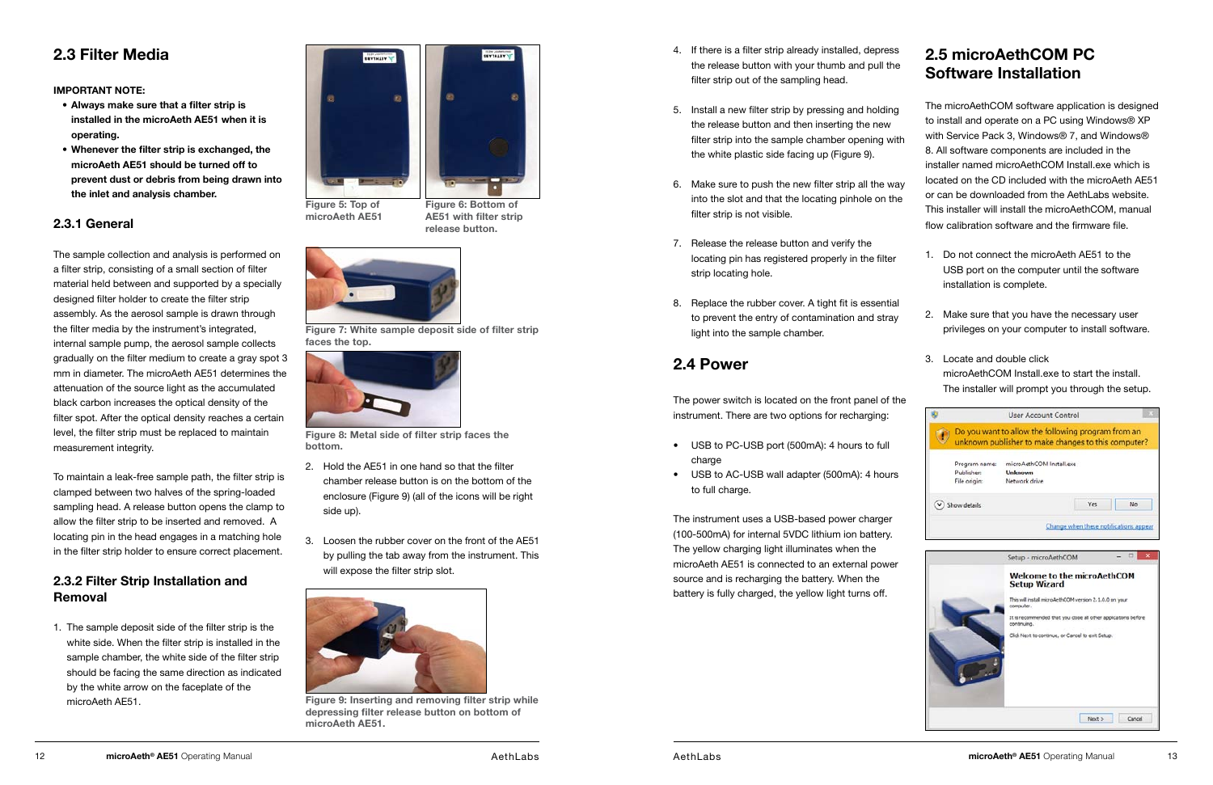## 2.3 Filter Media

**IMPORTANT NOTE:**

- **Always make sure that a filter strip is installed in the microAeth AE51 when it is operating.**
- **Whenever the filter strip is exchanged, the microAeth AE51 should be turned off to prevent dust or debris from being drawn into the inlet and analysis chamber.**

### 2.3.1 General

The sample collection and analysis is performed on a filter strip, consisting of a small section of filter material held between and supported by a specially designed filter holder to create the filter strip assembly. As the aerosol sample is drawn through the filter media by the instrument's integrated, internal sample pump, the aerosol sample collects gradually on the filter medium to create a gray spot 3 mm in diameter. The microAeth AE51 determines the attenuation of the source light as the accumulated black carbon increases the optical density of the filter spot. After the optical density reaches a certain level, the filter strip must be replaced to maintain measurement integrity.

To maintain a leak-free sample path, the filter strip is clamped between two halves of the spring-loaded sampling head. A release button opens the clamp to allow the filter strip to be inserted and removed. A locating pin in the head engages in a matching hole in the filter strip holder to ensure correct placement.

### 2.3.2 Filter Strip Installation and Removal

1. The sample deposit side of the filter strip is the white side. When the filter strip is installed in the sample chamber, the white side of the filter strip should be facing the same direction as indicated by the white arrow on the faceplate of the microAeth AE51.

Figure 5: Top of microAeth AE51

Figure 6: Bottom of AE51 with filter strip release button.

Figure 7: White sample deposit side of filter strip faces the top.

Figure 8: Metal side of filter strip faces the bottom.

2. Hold the AE51 in one hand so that the filter chamber release button is on the bottom of the enclosure (Figure 9) (all of the icons will be right side up).

3. Loosen the rubber cover on the front of the AE51 by pulling the tab away from the instrument. This will expose the filter strip slot.

Figure 9: Inserting and removing filter strip while depressing filter release button on bottom of microAeth AE51.

4. If there is a filter strip already installed, depress the release button with your thumb and pull the filter strip out of the sampling head.

5. Install a new filter strip by pressing and holding the release button and then inserting the new filter strip into the sample chamber opening with the white plastic side facing up (Figure 9).

6. Make sure to push the new filter strip all the way into the slot and that the locating pinhole on the filter strip is not visible.

7. Release the release button and verify the locating pin has registered properly in the filter strip locating hole.

8. Replace the rubber cover. A tight fit is essential to prevent the entry of contamination and stray light into the sample chamber.

## 2.4 Power

The power switch is located on the front panel of the instrument. There are two options for recharging:

- USB to PC-USB port (500mA): 4 hours to full charge
- USB to AC-USB wall adapter (500mA): 4 hours to full charge.

The instrument uses a USB-based power charger (100-500mA) for internal 5VDC lithium ion battery. The yellow charging light illuminates when the microAeth AE51 is connected to an external power source and is recharging the battery. When the battery is fully charged, the yellow light turns off.

## 2.5 microAethCOM PC Software Installation

The microAethCOM software application is designed to install and operate on a PC using Windows® XP with Service Pack 3, Windows® 7, and Windows® 8. All software components are included in the installer named microAethCOM Install.exe which is located on the CD included with the microAeth AE51 or can be downloaded from the AethLabs website. This installer will install the microAethCOM, manual flow calibration software and the firmware file.

1. Do not connect the microAeth AE51 to the USB port on the computer until the software installation is complete.

2. Make sure that you have the necessary user privileges on your computer to install software.

3. Locate and double click microAethCOM Install.exe to start the install. The installer will prompt you through the setup.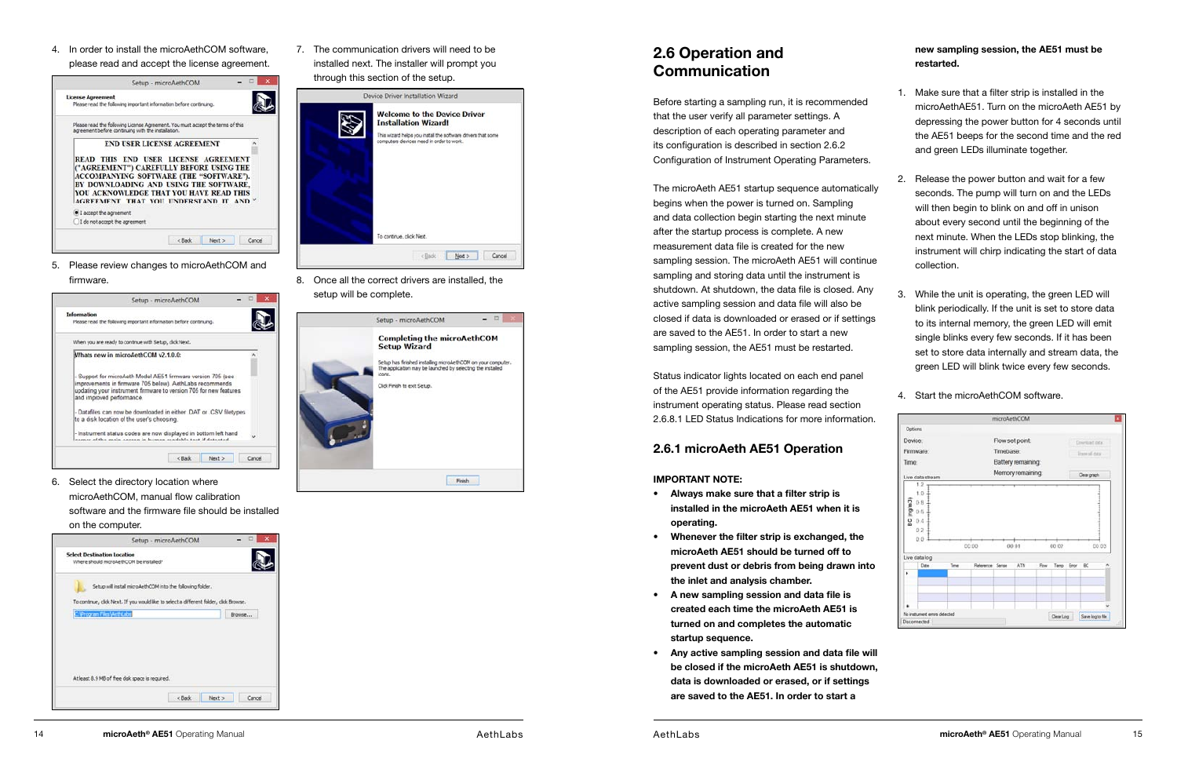4. In order to install the microAethCOM software, please read and accept the license agreement.

5. Please review changes to microAethCOM and firmware.

6. Select the directory location where microAethCOM, manual flow calibration software and the firmware file should be installed on the computer.

7. The communication drivers will need to be installed next. The installer will prompt you through this section of the setup.

8. Once all the correct drivers are installed, the setup will be complete.

## 2.6 Operation and Communication

Before starting a sampling run, it is recommended that the user verify all parameter settings. A description of each operating parameter and its configuration is described in section 2.6.2 Configuration of Instrument Operating Parameters.

The microAeth AE51 startup sequence automatically begins when the power is turned on. Sampling and data collection begin starting the next minute after the startup process is complete. A new measurement data file is created for the new sampling session. The microAeth AE51 will continue sampling and storing data until the instrument is shutdown. At shutdown, the data file is closed. Any active sampling session and data file will also be closed if data is downloaded or erased or if settings are saved to the AE51. In order to start a new sampling session, the AE51 must be restarted.

Status indicator lights located on each end panel of the AE51 provide information regarding the instrument operating status. Please read section 2.6.8.1 LED Status Indications for more information.

### 2.6.1 microAeth AE51 Operation

**IMPORTANT NOTE:**

- **Always make sure that a filter strip is installed in the microAeth AE51 when it is operating.**
- **Whenever the filter strip is exchanged, the microAeth AE51 should be turned off to prevent dust or debris from being drawn into the inlet and analysis chamber.**
- **A new sampling session and data file is created each time the microAeth AE51 is turned on and completes the automatic startup sequence.**
- **Any active sampling session and data file will be closed if the microAeth AE51 is shutdown, data is downloaded or erased, or if settings are saved to the AE51. In order to start a new sampling session, the AE51 must be restarted.**

1. Make sure that a filter strip is installed in the microAethAE51. Turn on the microAeth AE51 by depressing the power button for 4 seconds until the AE51 beeps for the second time and the red and green LEDs illuminate together.

2. Release the power button and wait for a few seconds. The pump will turn on and the LEDs will then begin to blink on and off in unison about every second until the beginning of the next minute. When the LEDs stop blinking, the instrument will chirp indicating the start of data collection.

3. While the unit is operating, the green LED will blink periodically. If the unit is set to store data to its internal memory, the green LED will emit single blinks every few seconds. If it has been set to store data internally and stream data, the green LED will blink twice every few seconds.

4. Start the microAethCOM software.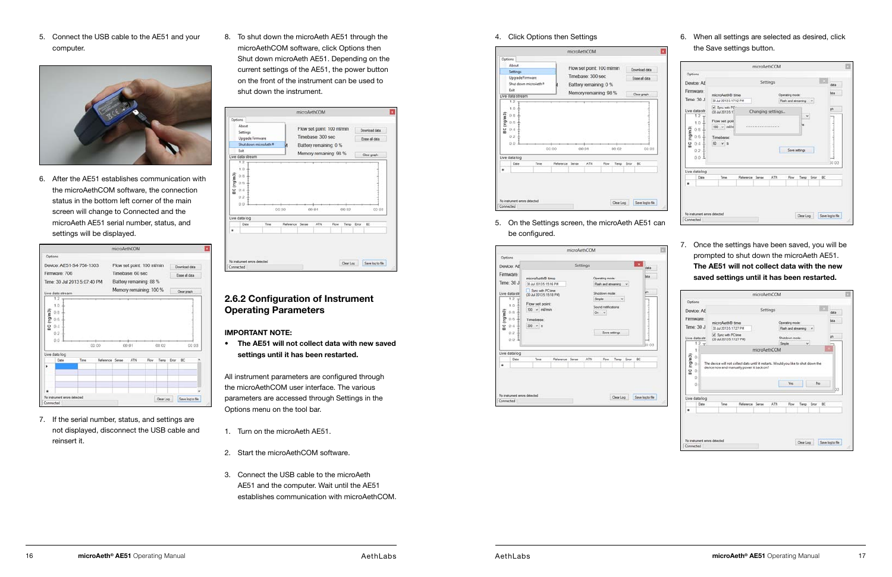5. Connect the USB cable to the AE51 and your computer.

6. After the AE51 establishes communication with the microAethCOM software, the connection status in the bottom left corner of the main screen will change to Connected and the microAeth AE51 serial number, status, and settings will be displayed.

7. If the serial number, status, and settings are not displayed, disconnect the USB cable and reinsert it.

8. To shut down the microAeth AE51 through the microAethCOM software, click Options then Shut down microAeth AE51. Depending on the current settings of the AE51, the power button on the front of the instrument can be used to shut down the instrument.

## 2.6.2 Configuration of Instrument Operating Parameters

**IMPORTANT NOTE:**

- **The AE51 will not collect data with new saved settings until it has been restarted.**

All instrument parameters are configured through the microAethCOM user interface. The various parameters are accessed through Settings in the Options menu on the tool bar.

1. Turn on the microAeth AE51.

2. Start the microAethCOM software.

3. Connect the USB cable to the microAeth AE51 and the computer. Wait until the AE51 establishes communication with microAethCOM.

4. Click Options then Settings

5. On the Settings screen, the microAeth AE51 can be configured.

6. When all settings are selected as desired, click the Save settings button.

7. Once the settings have been saved, you will be prompted to shut down the microAeth AE51. **The AE51 will not collect data with the new saved settings until it has been restarted.**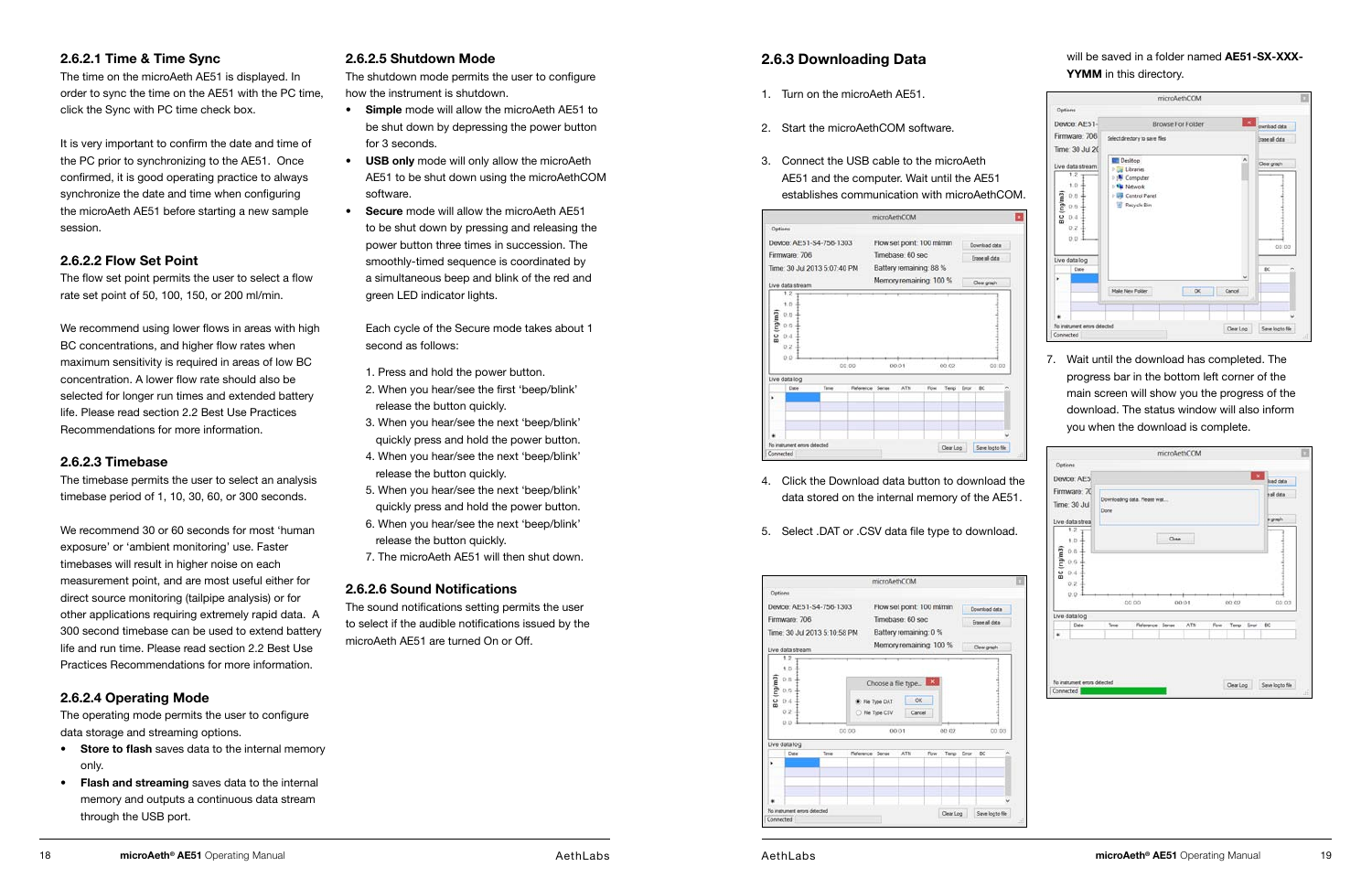### 2.6.2.1 Time & Time Sync

The time on the microAeth AE51 is displayed. In order to sync the time on the AE51 with the PC time, click the Sync with PC time check box.

It is very important to confirm the date and time of the PC prior to synchronizing to the AE51. Once confirmed, it is good operating practice to always synchronize the date and time when configuring the microAeth AE51 before starting a new sample session.

### 2.6.2.2 Flow Set Point

The flow set point permits the user to select a flow rate set point of 50, 100, 150, or 200 ml/min.

We recommend using lower flows in areas with high BC concentrations, and higher flow rates when maximum sensitivity is required in areas of low BC concentration. A lower flow rate should also be selected for longer run times and extended battery life. Please read section 2.2 Best Use Practices Recommendations for more information.

### 2.6.2.3 Timebase

The timebase permits the user to select an analysis timebase period of 1, 10, 30, 60, or 300 seconds.

We recommend 30 or 60 seconds for most 'human exposure' or 'ambient monitoring' use. Faster timebases will result in higher noise on each measurement point, and are most useful either for direct source monitoring (tailpipe analysis) or for other applications requiring extremely rapid data. A 300 second timebase can be used to extend battery life and run time. Please read section 2.2 Best Use Practices Recommendations for more information.

### 2.6.2.4 Operating Mode

The operating mode permits the user to configure data storage and streaming options.

- **Store to flash** saves data to the internal memory only.
- **Flash and streaming** saves data to the internal memory and outputs a continuous data stream through the USB port.

### 2.6.2.5 Shutdown Mode

The shutdown mode permits the user to configure how the instrument is shutdown.

- **Simple** mode will allow the microAeth AE51 to be shut down by depressing the power button for 3 seconds.
- **USB only** mode will only allow the microAeth AE51 to be shut down using the microAethCOM software.
- **Secure** mode will allow the microAeth AE51 to be shut down by pressing and releasing the power button three times in succession. The smoothly-timed sequence is coordinated by a simultaneous beep and blink of the red and green LED indicator lights.

Each cycle of the Secure mode takes about 1 second as follows:

1. Press and hold the power button.
2. When you hear/see the first 'beep/blink' release the button quickly.
3. When you hear/see the next 'beep/blink' quickly press and hold the power button.
4. When you hear/see the next 'beep/blink' release the button quickly.
5. When you hear/see the next 'beep/blink' quickly press and hold the power button.
6. When you hear/see the next 'beep/blink' release the button quickly.
7. The microAeth AE51 will then shut down.

### 2.6.2.6 Sound Notifications

The sound notifications setting permits the user to select if the audible notifications issued by the microAeth AE51 are turned On or Off.

## 2.6.3 Downloading Data

1. Turn on the microAeth AE51.
2. Start the microAethCOM software.
3. Connect the USB cable to the microAeth AE51 and the computer. Wait until the AE51 establishes communication with microAethCOM.
4. Click the Download data button to download the data stored on the internal memory of the AE51.
5. Select .DAT or .CSV data file type to download.
6. Select the directory where data is to be saved. Data will be saved in a folder named **AE51-SX-XXX-YYMM** in this directory.
7. Wait until the download has completed. The progress bar in the bottom left corner of the main screen will show you the progress of the download. The status window will also inform you when the download is complete.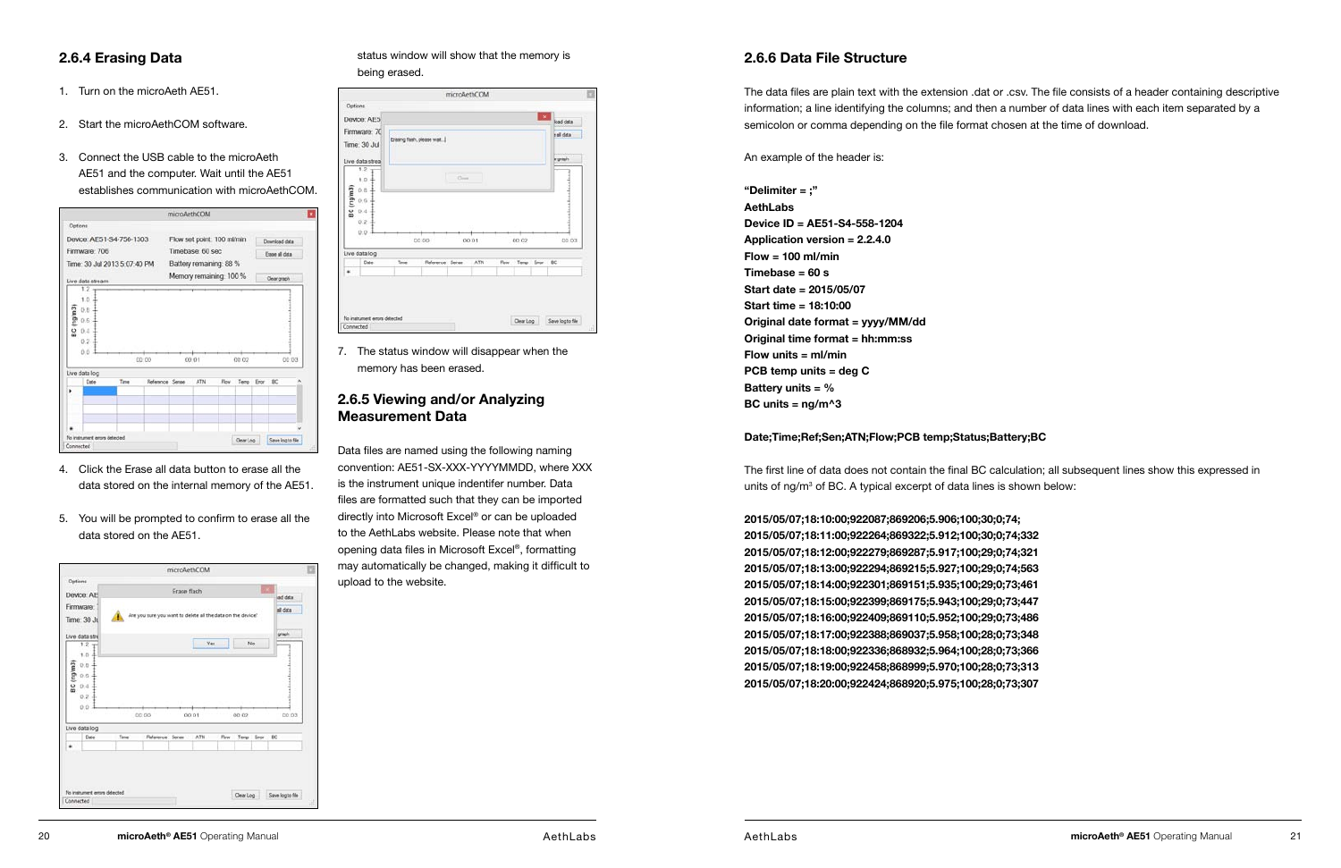## 2.6.4 Erasing Data

1. Turn on the microAeth AE51.

2. Start the microAethCOM software.

3. Connect the USB cable to the microAeth AE51 and the computer. Wait until the AE51 establishes communication with microAethCOM.

4. Click the Erase all data button to erase all the data stored on the internal memory of the AE51.

5. You will be prompted to confirm to erase all the data stored on the AE51.

6. status window will show that the memory is being erased.

7. The status window will disappear when the memory has been erased.

## 2.6.5 Viewing and/or Analyzing Measurement Data

Data files are named using the following naming convention: AE51-SX-XXX-YYYYMMDD, where XXX is the instrument unique indentifer number. Data files are formatted such that they can be imported directly into Microsoft Excel® or can be uploaded to the AethLabs website. Please note that when opening data files in Microsoft Excel®, formatting may automatically be changed, making it difficult to upload to the website.

## 2.6.6 Data File Structure

The data files are plain text with the extension .dat or .csv. The file consists of a header containing descriptive information; a line identifying the columns; and then a number of data lines with each item separated by a semicolon or comma depending on the file format chosen at the time of download.

An example of the header is:

**"Delimiter = ;"**
**AethLabs**
**Device ID = AE51-S4-558-1204**
**Application version = 2.2.4.0**
**Flow = 100 ml/min**
**Timebase = 60 s**
**Start date = 2015/05/07**
**Start time = 18:10:00**
**Original date format = yyyy/MM/dd**
**Original time format = hh:mm:ss**
**Flow units = ml/min**
**PCB temp units = deg C**
**Battery units = %**
**BC units = ng/m^3**

**Date;Time;Ref;Sen;ATN;Flow;PCB temp;Status;Battery;BC**

The first line of data does not contain the final BC calculation; all subsequent lines show this expressed in units of ng/m³ of BC. A typical excerpt of data lines is shown below:

**2015/05/07;18:10:00;922087;869206;5.906;100;30;0;74;**
**2015/05/07;18:11:00;922264;869322;5.912;100;30;0;74;332**
**2015/05/07;18:12:00;922279;869287;5.917;100;29;0;74;321**
**2015/05/07;18:13:00;922294;869215;5.927;100;29;0;74;563**
**2015/05/07;18:14:00;922301;869151;5.935;100;29;0;73;461**
**2015/05/07;18:15:00;922399;869175;5.943;100;29;0;73;447**
**2015/05/07;18:16:00;922409;869110;5.952;100;29;0;73;486**
**2015/05/07;18:17:00;922388;869037;5.958;100;28;0;73;348**
**2015/05/07;18:18:00;922336;868932;5.964;100;28;0;73;366**
**2015/05/07;18:19:00;922458;868999;5.970;100;28;0;73;313**
**2015/05/07;18:20:00;922424;868920;5.975;100;28;0;73;307**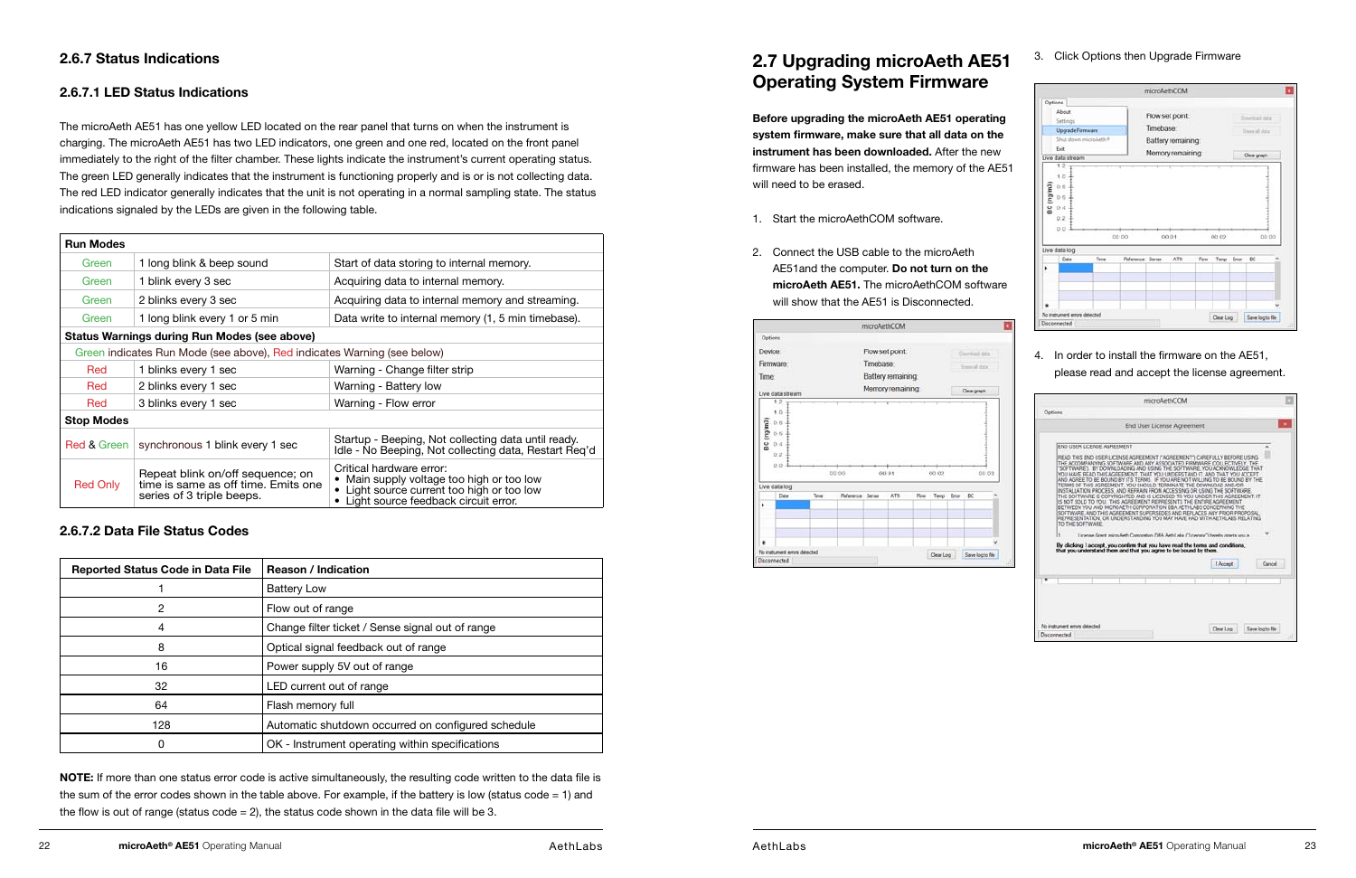### 2.6.7 Status Indications

#### 2.6.7.1 LED Status Indications

The microAeth AE51 has one yellow LED located on the rear panel that turns on when the instrument is charging. The microAeth AE51 has two LED indicators, one green and one red, located on the front panel immediately to the right of the filter chamber. These lights indicate the instrument's current operating status. The green LED generally indicates that the instrument is functioning properly and is or is not collecting data. The red LED indicator generally indicates that the unit is not operating in a normal sampling state. The status indications signaled by the LEDs are given in the following table.

| **Run Modes** | | |
|---|---|---|
| Green | 1 long blink & beep sound | Start of data storing to internal memory. |
| Green | 1 blink every 3 sec | Acquiring data to internal memory. |
| Green | 2 blinks every 3 sec | Acquiring data to internal memory and streaming. |
| Green | 1 long blink every 1 or 5 min | Data write to internal memory (1, 5 min timebase). |
| **Status Warnings during Run Modes (see above)** | | |
| Green indicates Run Mode (see above), Red indicates Warning (see below) | | |
| Red | 1 blinks every 1 sec | Warning - Change filter strip |
| Red | 2 blinks every 1 sec | Warning - Battery low |
| Red | 3 blinks every 1 sec | Warning - Flow error |
| **Stop Modes** | | |
| Red & Green | synchronous 1 blink every 1 sec | Startup - Beeping, Not collecting data until ready. Idle - No Beeping, Not collecting data, Restart Req'd |
| Red Only | Repeat blink on/off sequence; on time is same as off time. Emits one series of 3 triple beeps. | Critical hardware error: • Main supply voltage too high or too low • Light source current too high or too low • Light source feedback circuit error. |

#### 2.6.7.2 Data File Status Codes

| Reported Status Code in Data File | Reason / Indication |
|---|---|
| 1 | Battery Low |
| 2 | Flow out of range |
| 4 | Change filter ticket / Sense signal out of range |
| 8 | Optical signal feedback out of range |
| 16 | Power supply 5V out of range |
| 32 | LED current out of range |
| 64 | Flash memory full |
| 128 | Automatic shutdown occurred on configured schedule |
| 0 | OK - Instrument operating within specifications |

**NOTE:** If more than one status error code is active simultaneously, the resulting code written to the data file is the sum of the error codes shown in the table above. For example, if the battery is low (status code = 1) and the flow is out of range (status code = 2), the status code shown in the data file will be 3.

## 2.7 Upgrading microAeth AE51 Operating System Firmware

**Before upgrading the microAeth AE51 operating system firmware, make sure that all data on the instrument has been downloaded.** After the new firmware has been installed, the memory of the AE51 will need to be erased.

1. Start the microAethCOM software.

2. Connect the USB cable to the microAeth AE51and the computer. **Do not turn on the microAeth AE51.** The microAethCOM software will show that the AE51 is Disconnected.

3. Click Options then Upgrade Firmware

4. In order to install the firmware on the AE51, please read and accept the license agreement.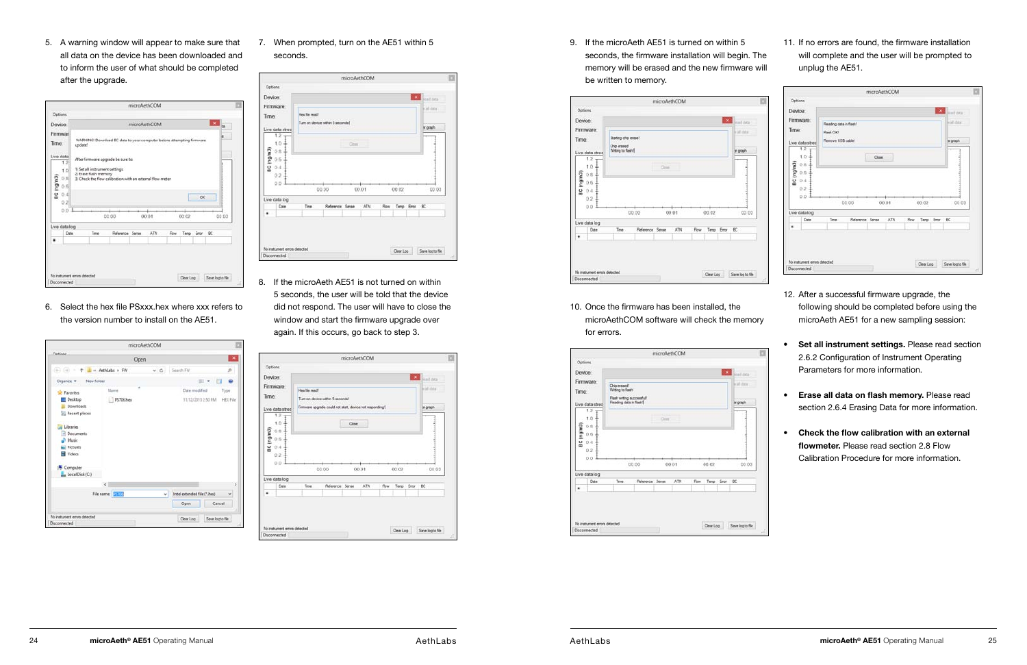5. A warning window will appear to make sure that all data on the device has been downloaded and to inform the user of what should be completed after the upgrade.

6. Select the hex file PSxxx.hex where xxx refers to the version number to install on the AE51.

7. When prompted, turn on the AE51 within 5 seconds.

8. If the microAeth AE51 is not turned on within 5 seconds, the user will be told that the device did not respond. The user will have to close the window and start the firmware upgrade over again. If this occurs, go back to step 3.

9. If the microAeth AE51 is turned on within 5 seconds, the firmware installation will begin. The memory will be erased and the new firmware will be written to memory.

10. Once the firmware has been installed, the microAethCOM software will check the memory for errors.

11. If no errors are found, the firmware installation will complete and the user will be prompted to unplug the AE51.

12. After a successful firmware upgrade, the following should be completed before using the microAeth AE51 for a new sampling session:

- **Set all instrument settings.** Please read section 2.6.2 Configuration of Instrument Operating Parameters for more information.
- **Erase all data on flash memory.** Please read section 2.6.4 Erasing Data for more information.
- **Check the flow calibration with an external flowmeter.** Please read section 2.8 Flow Calibration Procedure for more information.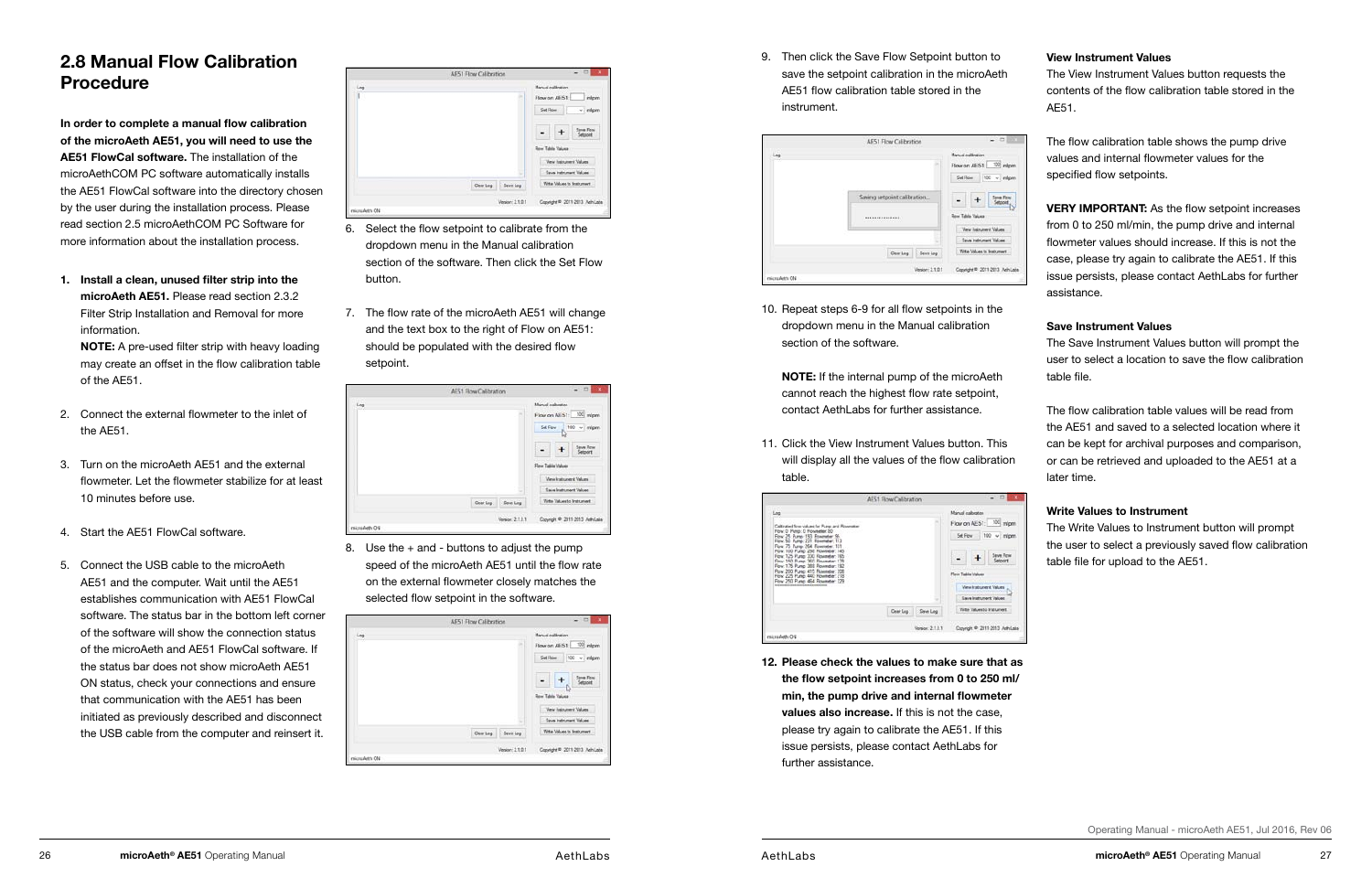## 2.8 Manual Flow Calibration Procedure

**In order to complete a manual flow calibration of the microAeth AE51, you will need to use the AE51 FlowCal software.** The installation of the microAethCOM PC software automatically installs the AE51 FlowCal software into the directory chosen by the user during the installation process. Please read section 2.5 microAethCOM PC Software for more information about the installation process.

1. **Install a clean, unused filter strip into the microAeth AE51.** Please read section 2.3.2 Filter Strip Installation and Removal for more information.
   **NOTE:** A pre-used filter strip with heavy loading may create an offset in the flow calibration table of the AE51.

2. Connect the external flowmeter to the inlet of the AE51.

3. Turn on the microAeth AE51 and the external flowmeter. Let the flowmeter stabilize for at least 10 minutes before use.

4. Start the AE51 FlowCal software.

5. Connect the USB cable to the microAeth AE51 and the computer. Wait until the AE51 establishes communication with AE51 FlowCal software. The status bar in the bottom left corner of the software will show the connection status of the microAeth and AE51 FlowCal software. If the status bar does not show microAeth AE51 ON status, check your connections and ensure that communication with the AE51 has been initiated as previously described and disconnect the USB cable from the computer and reinsert it.

6. Select the flow setpoint to calibrate from the dropdown menu in the Manual calibration section of the software. Then click the Set Flow button.

7. The flow rate of the microAeth AE51 will change and the text box to the right of Flow on AE51: should be populated with the desired flow setpoint.

8. Use the + and - buttons to adjust the pump speed of the microAeth AE51 until the flow rate on the external flowmeter closely matches the selected flow setpoint in the software.

9. Then click the Save Flow Setpoint button to save the setpoint calibration in the microAeth AE51 flow calibration table stored in the instrument.

10. Repeat steps 6-9 for all flow setpoints in the dropdown menu in the Manual calibration section of the software.

    **NOTE:** If the internal pump of the microAeth cannot reach the highest flow rate setpoint, contact AethLabs for further assistance.

11. Click the View Instrument Values button. This will display all the values of the flow calibration table.

12. **Please check the values to make sure that as the flow setpoint increases from 0 to 250 ml/min, the pump drive and internal flowmeter values also increase.** If this is not the case, please try again to calibrate the AE51. If this issue persists, please contact AethLabs for further assistance.

**View Instrument Values**

The View Instrument Values button requests the contents of the flow calibration table stored in the AE51.

The flow calibration table shows the pump drive values and internal flowmeter values for the specified flow setpoints.

**VERY IMPORTANT:** As the flow setpoint increases from 0 to 250 ml/min, the pump drive and internal flowmeter values should increase. If this is not the case, please try again to calibrate the AE51. If this issue persists, please contact AethLabs for further assistance.

**Save Instrument Values**

The Save Instrument Values button will prompt the user to select a location to save the flow calibration table file.

The flow calibration table values will be read from the AE51 and saved to a selected location where it can be kept for archival purposes and comparison, or can be retrieved and uploaded to the AE51 at a later time.

**Write Values to Instrument**

The Write Values to Instrument button will prompt the user to select a previously saved flow calibration table file for upload to the AE51.